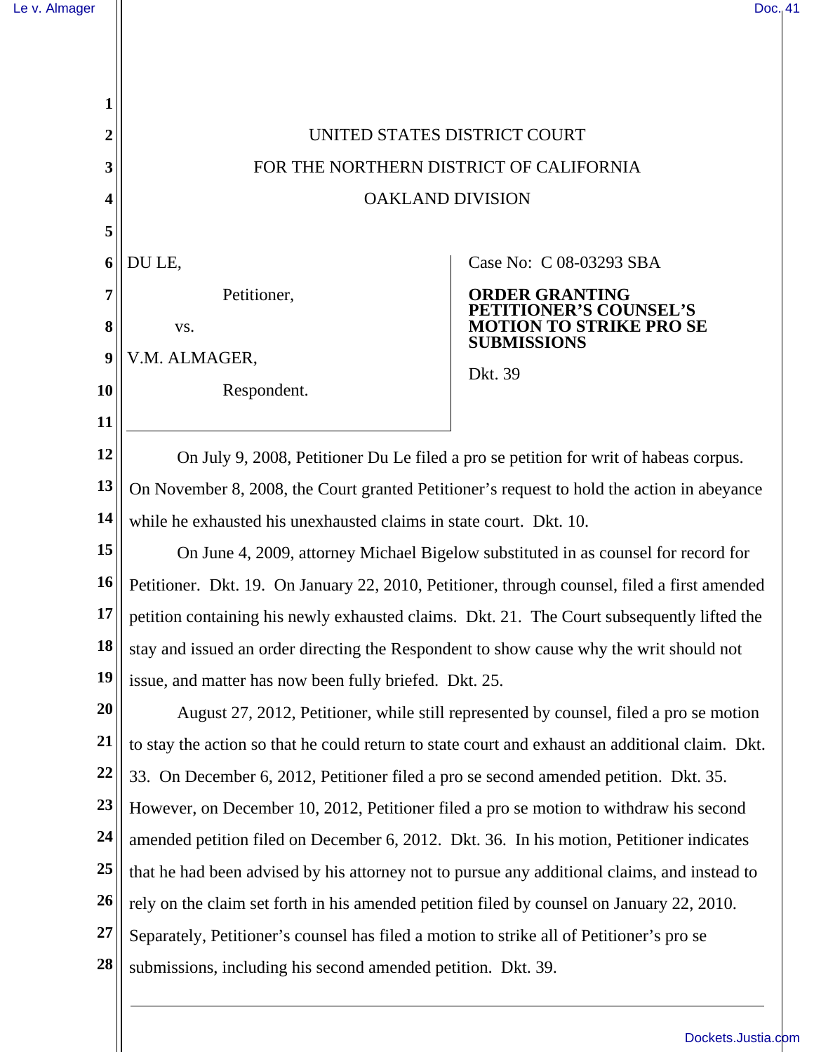UNITED STATES DISTRICT COURT

FOR THE NORTHERN DISTRICT OF CALIFORNIA

OAKLAND DIVISION

DU LE,

Petitioner,

vs.

V.M. ALMAGER,

Respondent.

Case No: C 08-03293 SBA

**ORDER GRANTING PETITIONER'S COUNSEL'S MOTION TO STRIKE PRO SE SUBMISSIONS**

Dkt. 39

On July 9, 2008, Petitioner Du Le filed a pro se petition for writ of habeas corpus. On November 8, 2008, the Court granted Petitioner's request to hold the action in abeyance while he exhausted his unexhausted claims in state court. Dkt. 10.

On June 4, 2009, attorney Michael Bigelow substituted in as counsel for record for Petitioner. Dkt. 19. On January 22, 2010, Petitioner, through counsel, filed a first amended petition containing his newly exhausted claims. Dkt. 21. The Court subsequently lifted the stay and issued an order directing the Respondent to show cause why the writ should not issue, and matter has now been fully briefed. Dkt. 25.

August 27, 2012, Petitioner, while still represented by counsel, filed a pro se motion to stay the action so that he could return to state court and exhaust an additional claim. Dkt. 33. On December 6, 2012, Petitioner filed a pro se second amended petition. Dkt. 35. However, on December 10, 2012, Petitioner filed a pro se motion to withdraw his second amended petition filed on December 6, 2012. Dkt. 36. In his motion, Petitioner indicates that he had been advised by his attorney not to pursue any additional claims, and instead to rely on the claim set forth in his amended petition filed by counsel on January 22, 2010. Separately, Petitioner's counsel has filed a motion to strike all of Petitioner's pro se submissions, including his second amended petition. Dkt. 39.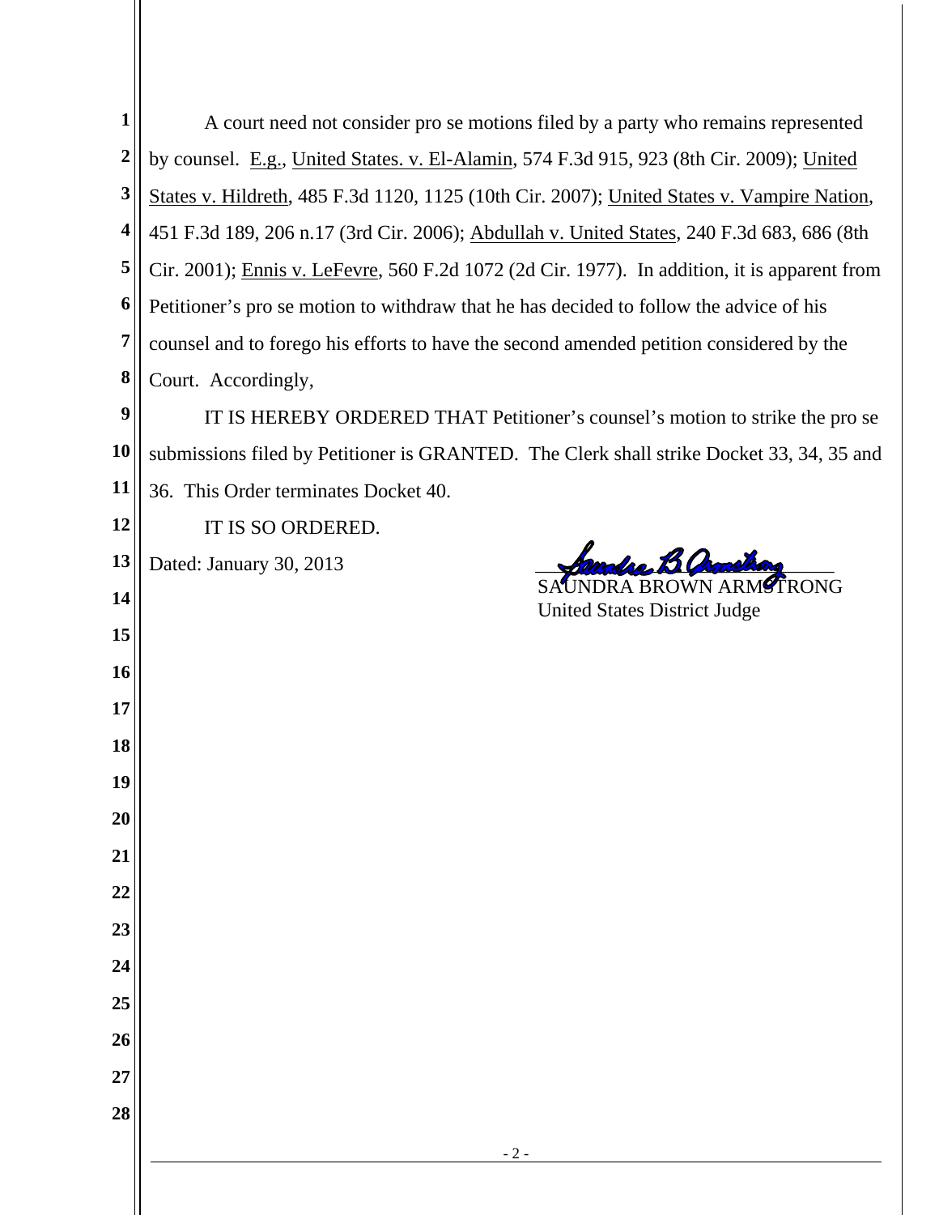A court need not consider pro se motions filed by a party who remains represented by counsel. E.g., United States. v. El-Alamin, 574 F.3d 915, 923 (8th Cir. 2009); United States v. Hildreth, 485 F.3d 1120, 1125 (10th Cir. 2007); United States v. Vampire Nation, 451 F.3d 189, 206 n.17 (3rd Cir. 2006); Abdullah v. United States, 240 F.3d 683, 686 (8th Cir. 2001); Ennis v. LeFevre, 560 F.2d 1072 (2d Cir. 1977). In addition, it is apparent from Petitioner's pro se motion to withdraw that he has decided to follow the advice of his counsel and to forego his efforts to have the second amended petition considered by the Court. Accordingly,

IT IS HEREBY ORDERED THAT Petitioner's counsel's motion to strike the pro se submissions filed by Petitioner is GRANTED. The Clerk shall strike Docket 33, 34, 35 and 36. This Order terminates Docket 40.

IT IS SO ORDERED.

Dated: January 30, 2013

SAUNDRA BROWN ARMSTRONG
United States District Judge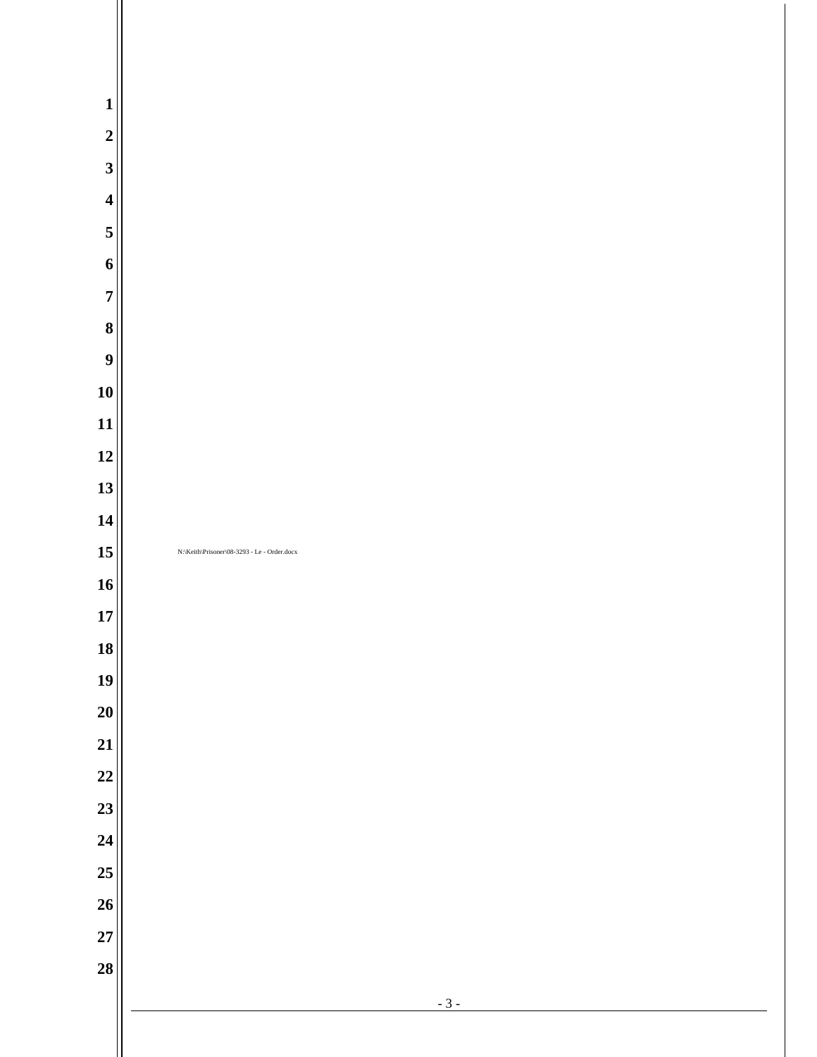N:\Keith\Prisoner\08-3293 - Le - Order.docx